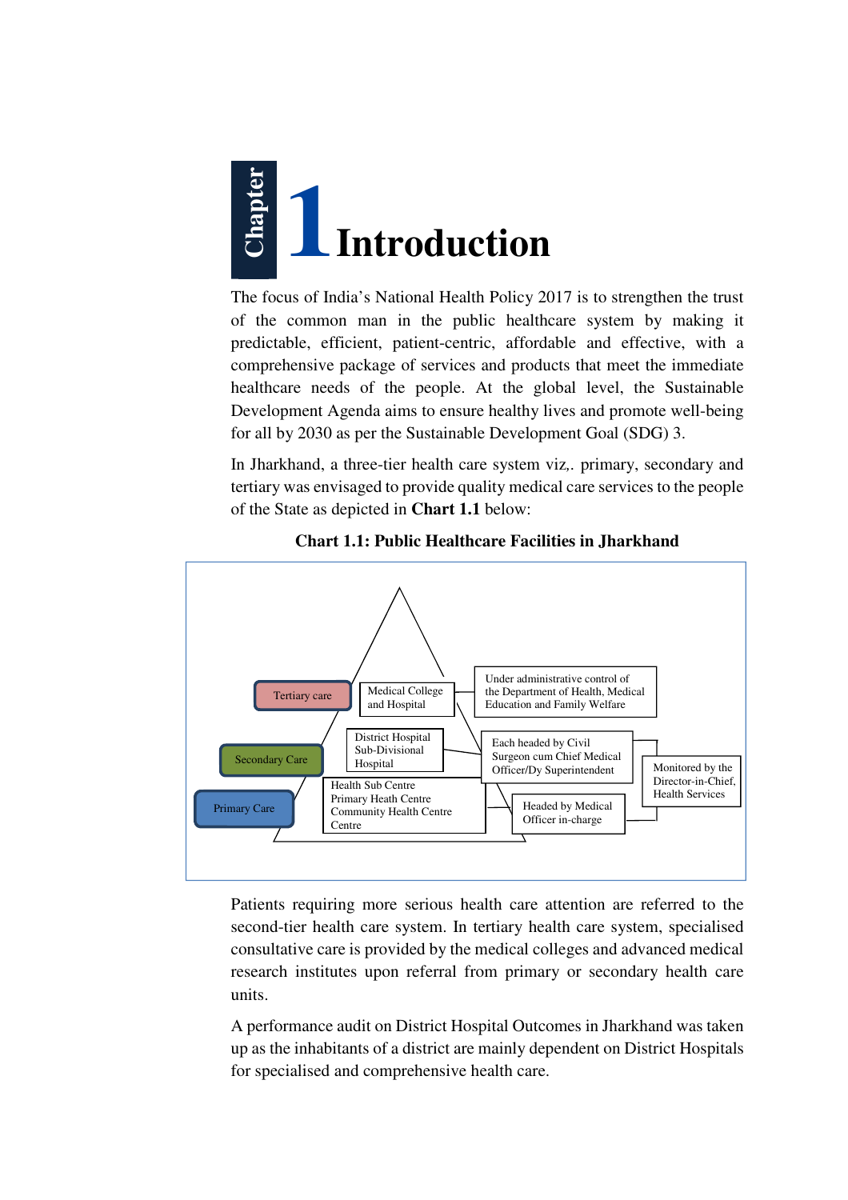# Chapter 1 Introduction

The focus of India's National Health Policy 2017 is to strengthen the trust of the common man in the public healthcare system by making it predictable, efficient, patient-centric, affordable and effective, with a comprehensive package of services and products that meet the immediate healthcare needs of the people. At the global level, the Sustainable Development Agenda aims to ensure healthy lives and promote well-being for all by 2030 as per the Sustainable Development Goal (SDG) 3.

In Jharkhand, a three-tier health care system viz,. primary, secondary and tertiary was envisaged to provide quality medical care services to the people of the State as depicted in **Chart 1.1** below:

**Chart 1.1: Public Healthcare Facilities in Jharkhand**

| Level | Facilities | Administration | Monitoring |
|---|---|---|---|
| Tertiary care | Medical College and Hospital | Under administrative control of the Department of Health, Medical Education and Family Welfare | |
| Secondary Care | District Hospital<br>Sub-Divisional Hospital | Each headed by Civil Surgeon cum Chief Medical Officer/Dy Superintendent | Monitored by the Director-in-Chief, Health Services |
| Primary Care | Health Sub Centre<br>Primary Heath Centre<br>Community Health Centre Centre | Headed by Medical Officer in-charge | Monitored by the Director-in-Chief, Health Services |

Patients requiring more serious health care attention are referred to the second-tier health care system. In tertiary health care system, specialised consultative care is provided by the medical colleges and advanced medical research institutes upon referral from primary or secondary health care units.

A performance audit on District Hospital Outcomes in Jharkhand was taken up as the inhabitants of a district are mainly dependent on District Hospitals for specialised and comprehensive health care.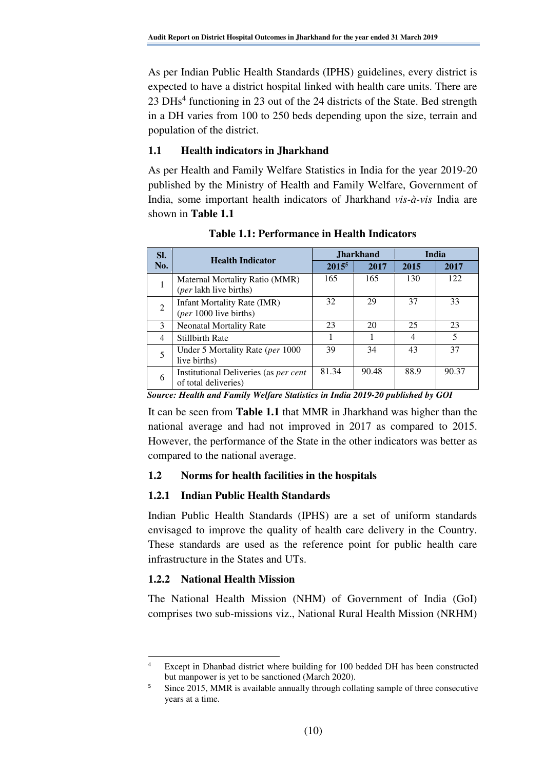As per Indian Public Health Standards (IPHS) guidelines, every district is expected to have a district hospital linked with health care units. There are 23 DHs[4] functioning in 23 out of the 24 districts of the State. Bed strength in a DH varies from 100 to 250 beds depending upon the size, terrain and population of the district.

### 1.1 Health indicators in Jharkhand

As per Health and Family Welfare Statistics in India for the year 2019-20 published by the Ministry of Health and Family Welfare, Government of India, some important health indicators of Jharkhand *vis-à-vis* India are shown in **Table 1.1**

**Table 1.1: Performance in Health Indicators**

| Sl. No. | Health Indicator | Jharkhand | | India | |
|---|---|---|---|---|---|
| | | 2015[5] | 2017 | 2015 | 2017 |
| 1 | Maternal Mortality Ratio (MMR) (*per* lakh live births) | 165 | 165 | 130 | 122 |
| 2 | Infant Mortality Rate (IMR) (*per* 1000 live births) | 32 | 29 | 37 | 33 |
| 3 | Neonatal Mortality Rate | 23 | 20 | 25 | 23 |
| 4 | Stillbirth Rate | 1 | 1 | 4 | 5 |
| 5 | Under 5 Mortality Rate (*per* 1000 live births) | 39 | 34 | 43 | 37 |
| 6 | Institutional Deliveries (as *per cent* of total deliveries) | 81.34 | 90.48 | 88.9 | 90.37 |

***Source: Health and Family Welfare Statistics in India 2019-20 published by GOI***

It can be seen from **Table 1.1** that MMR in Jharkhand was higher than the national average and had not improved in 2017 as compared to 2015. However, the performance of the State in the other indicators was better as compared to the national average.

### 1.2 Norms for health facilities in the hospitals

#### 1.2.1 Indian Public Health Standards

Indian Public Health Standards (IPHS) are a set of uniform standards envisaged to improve the quality of health care delivery in the Country. These standards are used as the reference point for public health care infrastructure in the States and UTs.

#### 1.2.2 National Health Mission

The National Health Mission (NHM) of Government of India (GoI) comprises two sub-missions viz., National Rural Health Mission (NRHM)

---

[4] Except in Dhanbad district where building for 100 bedded DH has been constructed but manpower is yet to be sanctioned (March 2020).

[5] Since 2015, MMR is available annually through collating sample of three consecutive years at a time.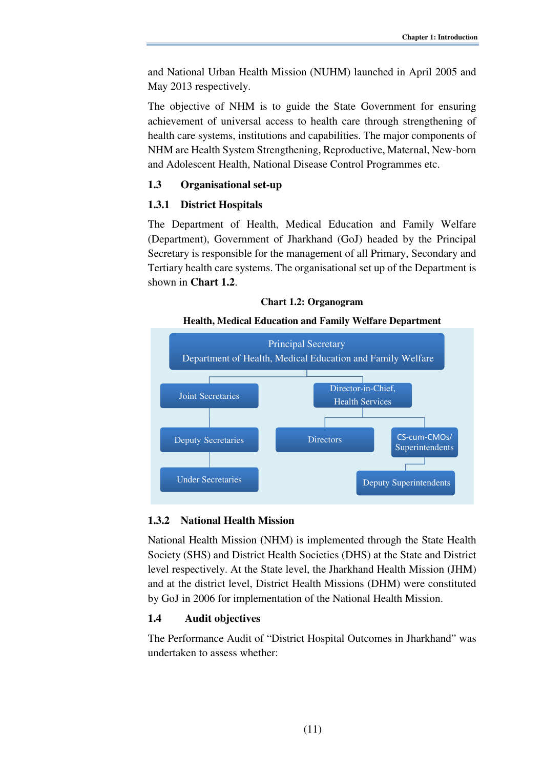and National Urban Health Mission (NUHM) launched in April 2005 and May 2013 respectively.

The objective of NHM is to guide the State Government for ensuring achievement of universal access to health care through strengthening of health care systems, institutions and capabilities. The major components of NHM are Health System Strengthening, Reproductive, Maternal, New-born and Adolescent Health, National Disease Control Programmes etc.

## 1.3 Organisational set-up

### 1.3.1 District Hospitals

The Department of Health, Medical Education and Family Welfare (Department), Government of Jharkhand (GoJ) headed by the Principal Secretary is responsible for the management of all Primary, Secondary and Tertiary health care systems. The organisational set up of the Department is shown in **Chart 1.2**.

**Chart 1.2: Organogram**

**Health, Medical Education and Family Welfare Department**

- Principal Secretary, Department of Health, Medical Education and Family Welfare
  - Joint Secretaries
    - Deputy Secretaries
      - Under Secretaries
  - Director-in-Chief, Health Services
    - Directors
    - CS-cum-CMOs/ Superintendents
      - Deputy Superintendents

### 1.3.2 National Health Mission

National Health Mission (NHM) is implemented through the State Health Society (SHS) and District Health Societies (DHS) at the State and District level respectively. At the State level, the Jharkhand Health Mission (JHM) and at the district level, District Health Missions (DHM) were constituted by GoJ in 2006 for implementation of the National Health Mission.

## 1.4 Audit objectives

The Performance Audit of "District Hospital Outcomes in Jharkhand" was undertaken to assess whether: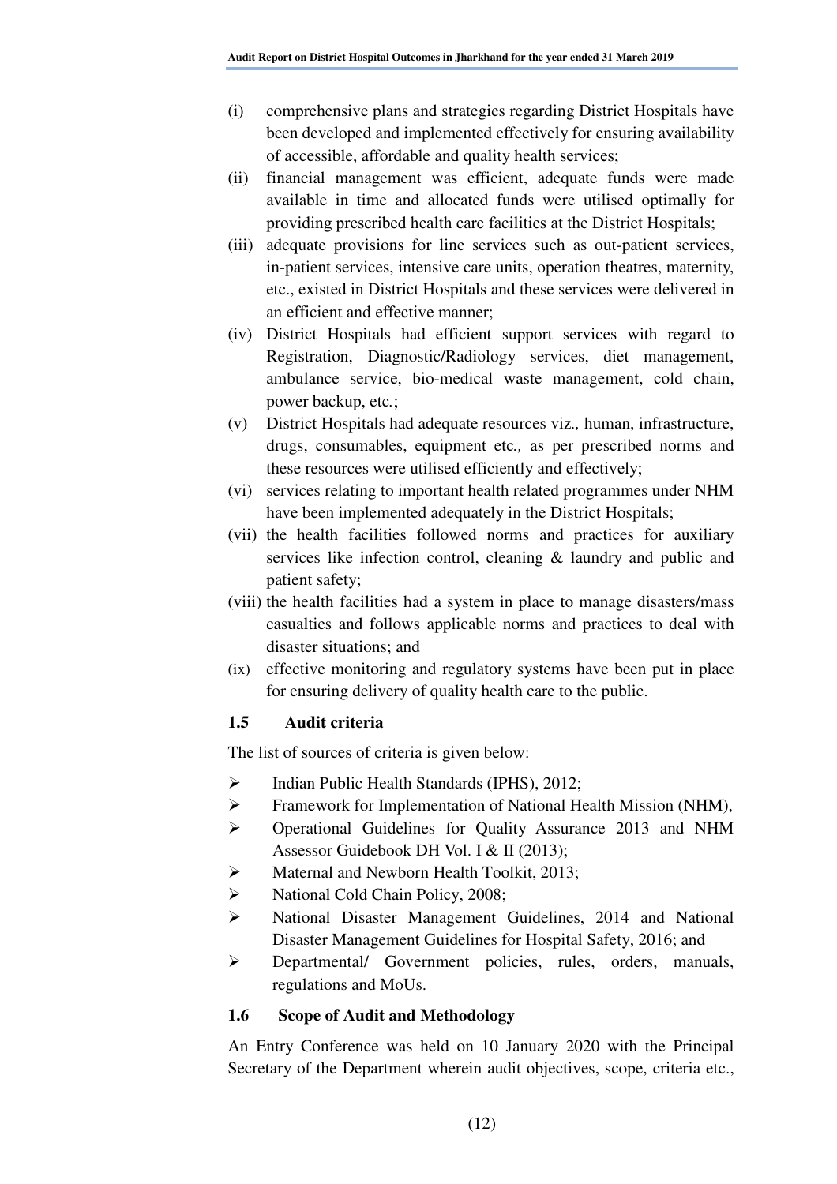(i) comprehensive plans and strategies regarding District Hospitals have been developed and implemented effectively for ensuring availability of accessible, affordable and quality health services;

(ii) financial management was efficient, adequate funds were made available in time and allocated funds were utilised optimally for providing prescribed health care facilities at the District Hospitals;

(iii) adequate provisions for line services such as out-patient services, in-patient services, intensive care units, operation theatres, maternity, etc., existed in District Hospitals and these services were delivered in an efficient and effective manner;

(iv) District Hospitals had efficient support services with regard to Registration, Diagnostic/Radiology services, diet management, ambulance service, bio-medical waste management, cold chain, power backup, etc.;

(v) District Hospitals had adequate resources viz*.,* human, infrastructure, drugs, consumables, equipment etc*.,* as per prescribed norms and these resources were utilised efficiently and effectively;

(vi) services relating to important health related programmes under NHM have been implemented adequately in the District Hospitals;

(vii) the health facilities followed norms and practices for auxiliary services like infection control, cleaning & laundry and public and patient safety;

(viii) the health facilities had a system in place to manage disasters/mass casualties and follows applicable norms and practices to deal with disaster situations; and

(ix) effective monitoring and regulatory systems have been put in place for ensuring delivery of quality health care to the public.

### 1.5 Audit criteria

The list of sources of criteria is given below:

- Indian Public Health Standards (IPHS), 2012;
- Framework for Implementation of National Health Mission (NHM),
- Operational Guidelines for Quality Assurance 2013 and NHM Assessor Guidebook DH Vol. I & II (2013);
- Maternal and Newborn Health Toolkit, 2013;
- National Cold Chain Policy, 2008;
- National Disaster Management Guidelines, 2014 and National Disaster Management Guidelines for Hospital Safety, 2016; and
- Departmental/ Government policies, rules, orders, manuals, regulations and MoUs.

### 1.6 Scope of Audit and Methodology

An Entry Conference was held on 10 January 2020 with the Principal Secretary of the Department wherein audit objectives, scope, criteria etc.,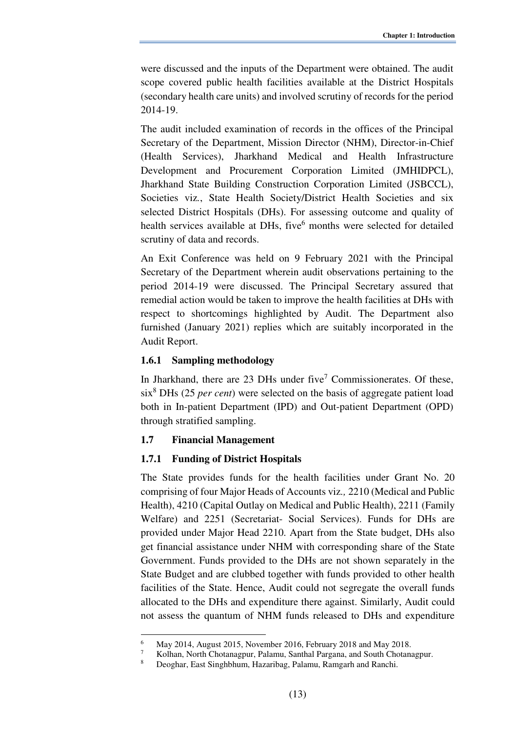were discussed and the inputs of the Department were obtained. The audit scope covered public health facilities available at the District Hospitals (secondary health care units) and involved scrutiny of records for the period 2014-19.

The audit included examination of records in the offices of the Principal Secretary of the Department, Mission Director (NHM), Director-in-Chief (Health Services), Jharkhand Medical and Health Infrastructure Development and Procurement Corporation Limited (JMHIDPCL), Jharkhand State Building Construction Corporation Limited (JSBCCL), Societies viz., State Health Society/District Health Societies and six selected District Hospitals (DHs). For assessing outcome and quality of health services available at DHs, five[6] months were selected for detailed scrutiny of data and records.

An Exit Conference was held on 9 February 2021 with the Principal Secretary of the Department wherein audit observations pertaining to the period 2014-19 were discussed. The Principal Secretary assured that remedial action would be taken to improve the health facilities at DHs with respect to shortcomings highlighted by Audit. The Department also furnished (January 2021) replies which are suitably incorporated in the Audit Report.

### 1.6.1 Sampling methodology

In Jharkhand, there are 23 DHs under five[7] Commissionerates. Of these, six[8] DHs (25 *per cent*) were selected on the basis of aggregate patient load both in In-patient Department (IPD) and Out-patient Department (OPD) through stratified sampling.

## 1.7 Financial Management

### 1.7.1 Funding of District Hospitals

The State provides funds for the health facilities under Grant No. 20 comprising of four Major Heads of Accounts viz*.,* 2210 (Medical and Public Health), 4210 (Capital Outlay on Medical and Public Health), 2211 (Family Welfare) and 2251 (Secretariat- Social Services). Funds for DHs are provided under Major Head 2210. Apart from the State budget, DHs also get financial assistance under NHM with corresponding share of the State Government. Funds provided to the DHs are not shown separately in the State Budget and are clubbed together with funds provided to other health facilities of the State. Hence, Audit could not segregate the overall funds allocated to the DHs and expenditure there against. Similarly, Audit could not assess the quantum of NHM funds released to DHs and expenditure

---

[6] May 2014, August 2015, November 2016, February 2018 and May 2018.

[7] Kolhan, North Chotanagpur, Palamu, Santhal Pargana, and South Chotanagpur.

[8] Deoghar, East Singhbhum, Hazaribag, Palamu, Ramgarh and Ranchi.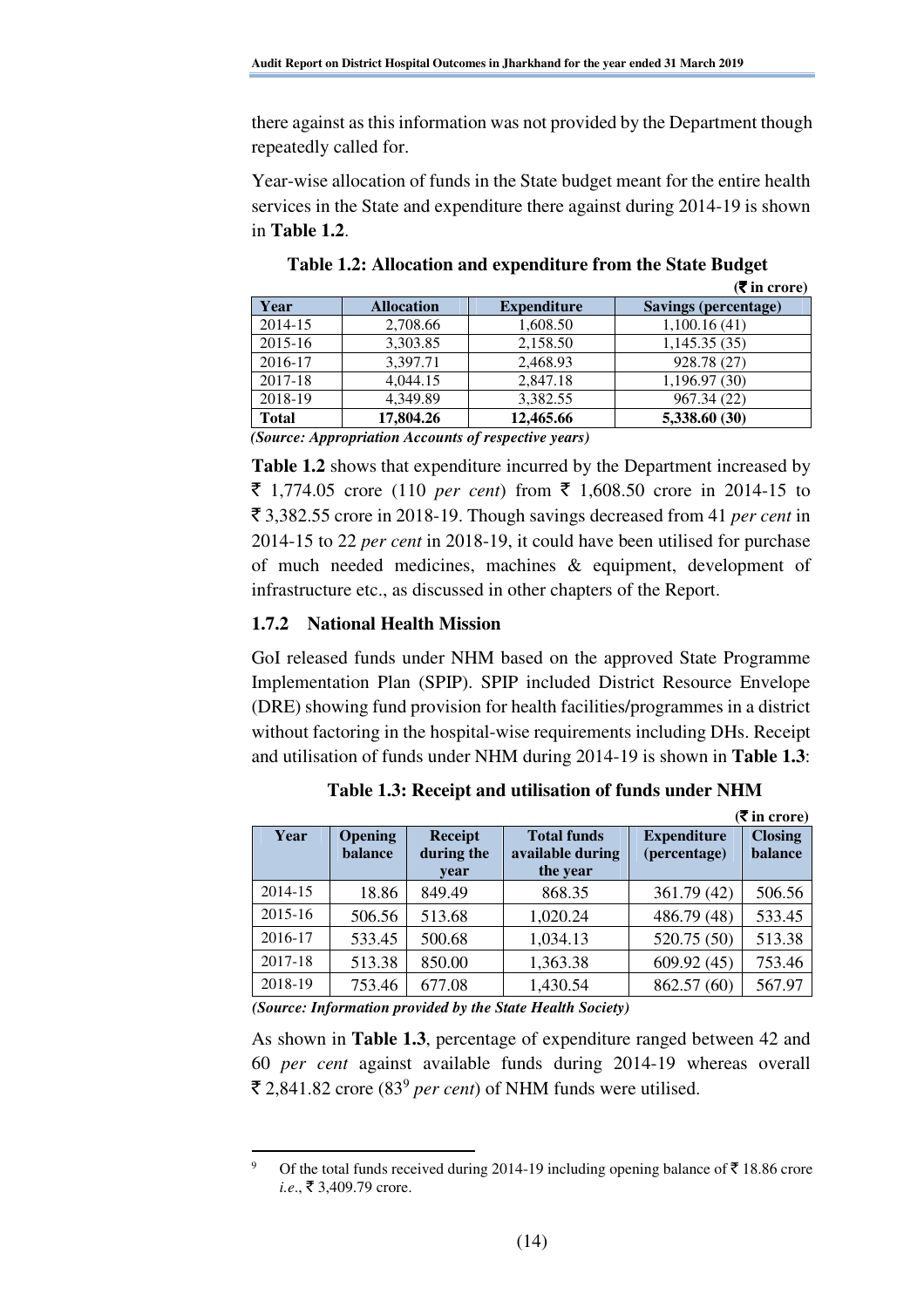there against as this information was not provided by the Department though repeatedly called for.

Year-wise allocation of funds in the State budget meant for the entire health services in the State and expenditure there against during 2014-19 is shown in **Table 1.2**.

**Table 1.2: Allocation and expenditure from the State Budget**

**(₹ in crore)**

| Year | Allocation | Expenditure | Savings (percentage) |
|---|---|---|---|
| 2014-15 | 2,708.66 | 1,608.50 | 1,100.16 (41) |
| 2015-16 | 3,303.85 | 2,158.50 | 1,145.35 (35) |
| 2016-17 | 3,397.71 | 2,468.93 | 928.78 (27) |
| 2017-18 | 4,044.15 | 2,847.18 | 1,196.97 (30) |
| 2018-19 | 4,349.89 | 3,382.55 | 967.34 (22) |
| **Total** | **17,804.26** | **12,465.66** | **5,338.60 (30)** |

***(Source: Appropriation Accounts of respective years)***

**Table 1.2** shows that expenditure incurred by the Department increased by ₹ 1,774.05 crore (110 *per cent*) from ₹ 1,608.50 crore in 2014-15 to ₹ 3,382.55 crore in 2018-19. Though savings decreased from 41 *per cent* in 2014-15 to 22 *per cent* in 2018-19, it could have been utilised for purchase of much needed medicines, machines & equipment, development of infrastructure etc., as discussed in other chapters of the Report.

### 1.7.2 National Health Mission

GoI released funds under NHM based on the approved State Programme Implementation Plan (SPIP). SPIP included District Resource Envelope (DRE) showing fund provision for health facilities/programmes in a district without factoring in the hospital-wise requirements including DHs. Receipt and utilisation of funds under NHM during 2014-19 is shown in **Table 1.3**:

**Table 1.3: Receipt and utilisation of funds under NHM**

**(₹ in crore)**

| Year | Opening balance | Receipt during the year | Total funds available during the year | Expenditure (percentage) | Closing balance |
|---|---|---|---|---|---|
| 2014-15 | 18.86 | 849.49 | 868.35 | 361.79 (42) | 506.56 |
| 2015-16 | 506.56 | 513.68 | 1,020.24 | 486.79 (48) | 533.45 |
| 2016-17 | 533.45 | 500.68 | 1,034.13 | 520.75 (50) | 513.38 |
| 2017-18 | 513.38 | 850.00 | 1,363.38 | 609.92 (45) | 753.46 |
| 2018-19 | 753.46 | 677.08 | 1,430.54 | 862.57 (60) | 567.97 |

***(Source: Information provided by the State Health Society)***

As shown in **Table 1.3**, percentage of expenditure ranged between 42 and 60 *per cent* against available funds during 2014-19 whereas overall ₹ 2,841.82 crore (83[9] *per cent*) of NHM funds were utilised.

---

[9] Of the total funds received during 2014-19 including opening balance of ₹ 18.86 crore *i.e.*, ₹ 3,409.79 crore.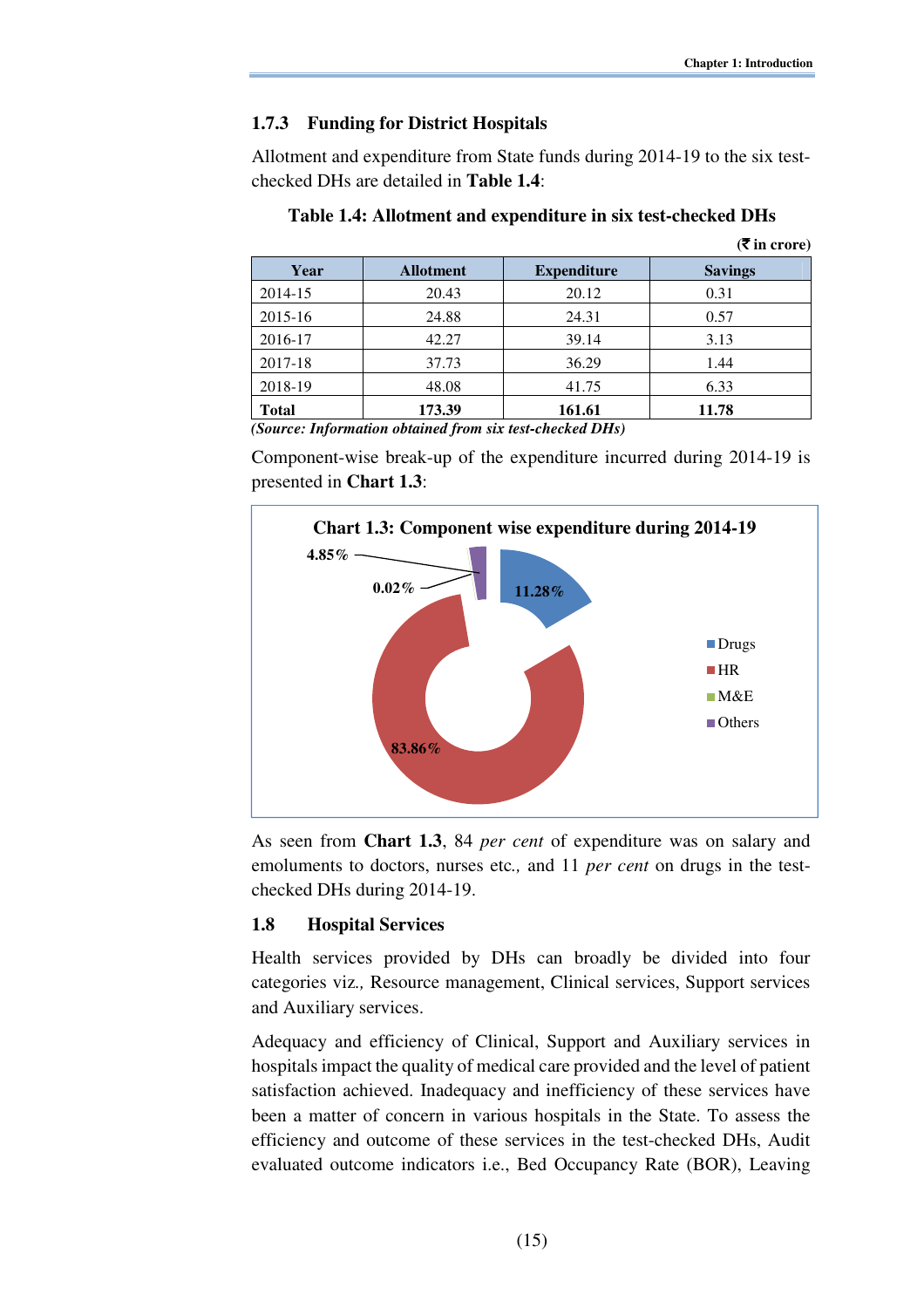### 1.7.3 Funding for District Hospitals

Allotment and expenditure from State funds during 2014-19 to the six test-checked DHs are detailed in **Table 1.4**:

**Table 1.4: Allotment and expenditure in six test-checked DHs**

(₹ in crore)

| Year | Allotment | Expenditure | Savings |
|---|---|---|---|
| 2014-15 | 20.43 | 20.12 | 0.31 |
| 2015-16 | 24.88 | 24.31 | 0.57 |
| 2016-17 | 42.27 | 39.14 | 3.13 |
| 2017-18 | 37.73 | 36.29 | 1.44 |
| 2018-19 | 48.08 | 41.75 | 6.33 |
| **Total** | **173.39** | **161.61** | **11.78** |

*(Source: Information obtained from six test-checked DHs)*

Component-wise break-up of the expenditure incurred during 2014-19 is presented in **Chart 1.3**:

**Chart 1.3: Component wise expenditure during 2014-19**

4.85%
0.02%
11.28%
83.86%

- Drugs
- HR
- M&E
- Others

As seen from **Chart 1.3**, 84 *per cent* of expenditure was on salary and emoluments to doctors, nurses etc*.,* and 11 *per cent* on drugs in the test-checked DHs during 2014-19.

### 1.8 Hospital Services

Health services provided by DHs can broadly be divided into four categories viz*.,* Resource management, Clinical services, Support services and Auxiliary services.

Adequacy and efficiency of Clinical, Support and Auxiliary services in hospitals impact the quality of medical care provided and the level of patient satisfaction achieved. Inadequacy and inefficiency of these services have been a matter of concern in various hospitals in the State. To assess the efficiency and outcome of these services in the test-checked DHs, Audit evaluated outcome indicators i.e., Bed Occupancy Rate (BOR), Leaving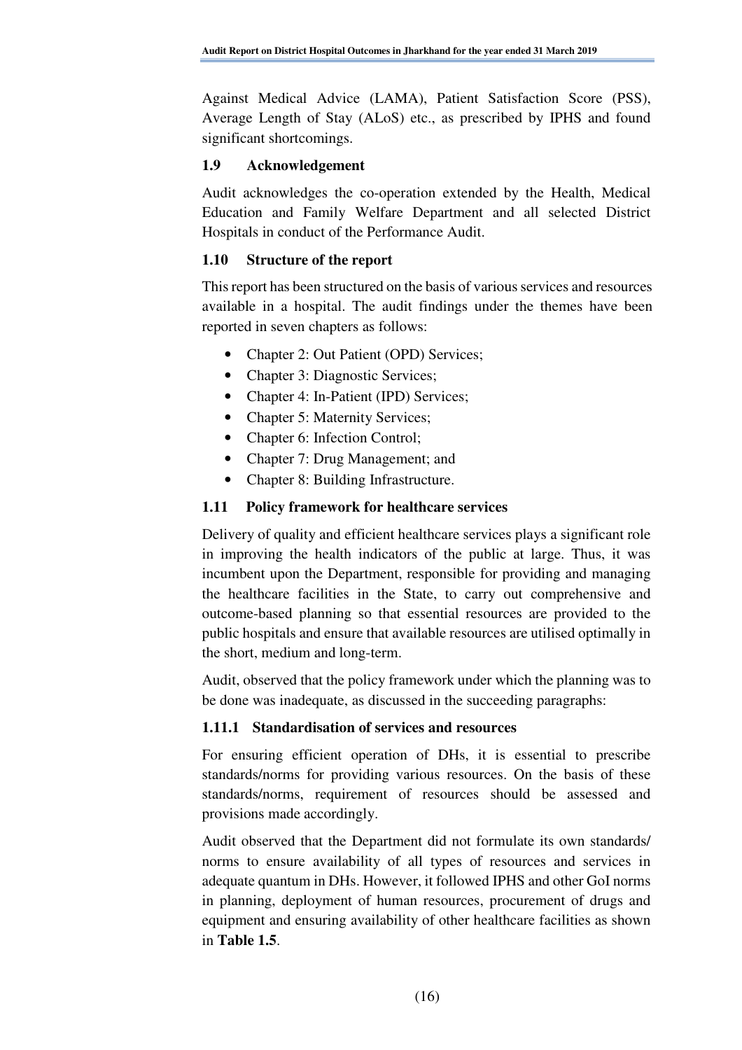Against Medical Advice (LAMA), Patient Satisfaction Score (PSS), Average Length of Stay (ALoS) etc., as prescribed by IPHS and found significant shortcomings.

### 1.9 Acknowledgement

Audit acknowledges the co-operation extended by the Health, Medical Education and Family Welfare Department and all selected District Hospitals in conduct of the Performance Audit.

### 1.10 Structure of the report

This report has been structured on the basis of various services and resources available in a hospital. The audit findings under the themes have been reported in seven chapters as follows:

- Chapter 2: Out Patient (OPD) Services;
- Chapter 3: Diagnostic Services;
- Chapter 4: In-Patient (IPD) Services;
- Chapter 5: Maternity Services;
- Chapter 6: Infection Control;
- Chapter 7: Drug Management; and
- Chapter 8: Building Infrastructure.

### 1.11 Policy framework for healthcare services

Delivery of quality and efficient healthcare services plays a significant role in improving the health indicators of the public at large. Thus, it was incumbent upon the Department, responsible for providing and managing the healthcare facilities in the State, to carry out comprehensive and outcome-based planning so that essential resources are provided to the public hospitals and ensure that available resources are utilised optimally in the short, medium and long-term.

Audit, observed that the policy framework under which the planning was to be done was inadequate, as discussed in the succeeding paragraphs:

#### 1.11.1 Standardisation of services and resources

For ensuring efficient operation of DHs, it is essential to prescribe standards/norms for providing various resources. On the basis of these standards/norms, requirement of resources should be assessed and provisions made accordingly.

Audit observed that the Department did not formulate its own standards/ norms to ensure availability of all types of resources and services in adequate quantum in DHs. However, it followed IPHS and other GoI norms in planning, deployment of human resources, procurement of drugs and equipment and ensuring availability of other healthcare facilities as shown in **Table 1.5**.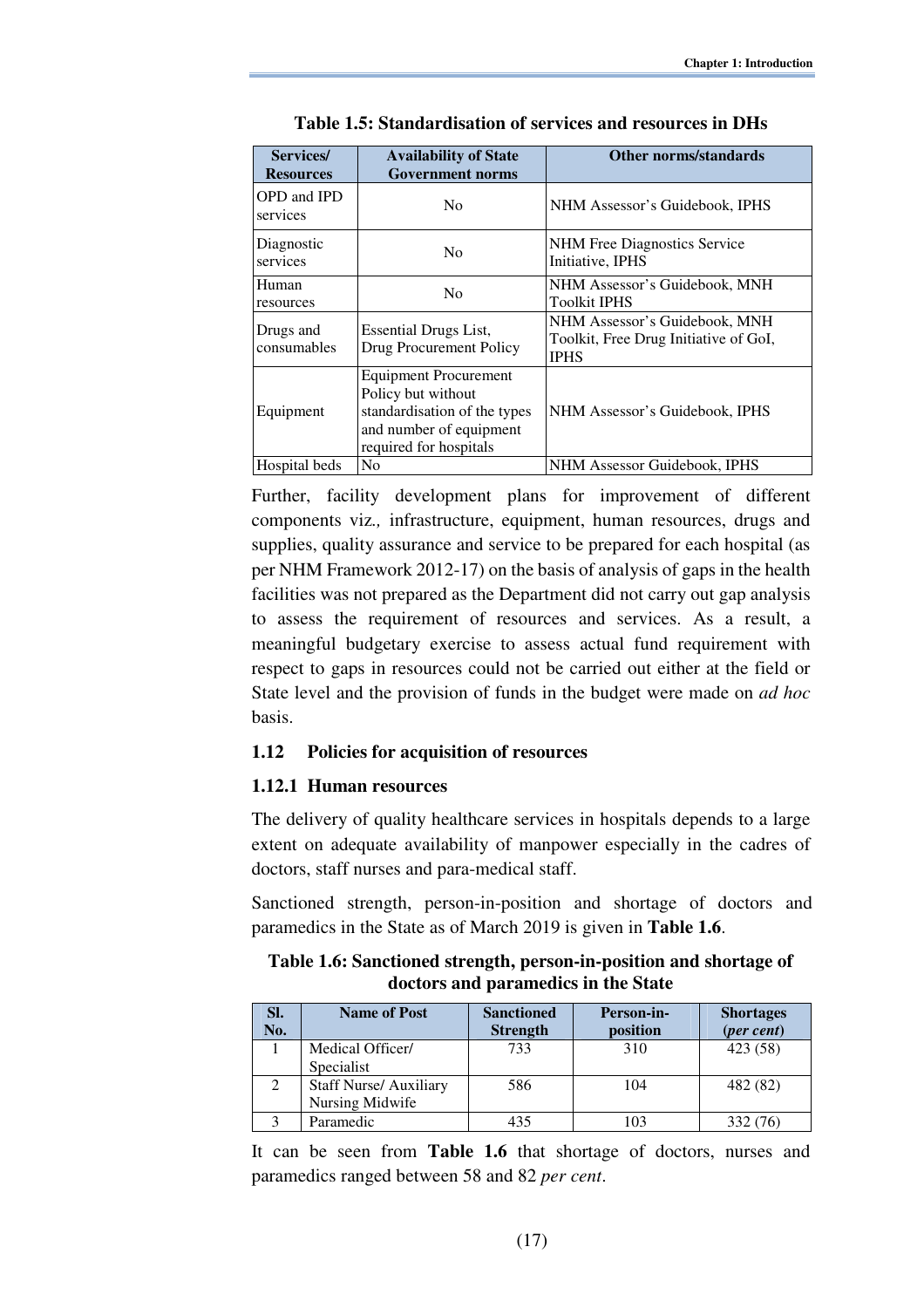**Table 1.5: Standardisation of services and resources in DHs**

| Services/ Resources | Availability of State Government norms | Other norms/standards |
|---|---|---|
| OPD and IPD services | No | NHM Assessor's Guidebook, IPHS |
| Diagnostic services | No | NHM Free Diagnostics Service Initiative, IPHS |
| Human resources | No | NHM Assessor's Guidebook, MNH Toolkit IPHS |
| Drugs and consumables | Essential Drugs List, Drug Procurement Policy | NHM Assessor's Guidebook, MNH Toolkit, Free Drug Initiative of GoI, IPHS |
| Equipment | Equipment Procurement Policy but without standardisation of the types and number of equipment required for hospitals | NHM Assessor's Guidebook, IPHS |
| Hospital beds | No | NHM Assessor Guidebook, IPHS |

Further, facility development plans for improvement of different components viz*.,* infrastructure, equipment, human resources, drugs and supplies, quality assurance and service to be prepared for each hospital (as per NHM Framework 2012-17) on the basis of analysis of gaps in the health facilities was not prepared as the Department did not carry out gap analysis to assess the requirement of resources and services. As a result, a meaningful budgetary exercise to assess actual fund requirement with respect to gaps in resources could not be carried out either at the field or State level and the provision of funds in the budget were made on *ad hoc* basis.

## 1.12 Policies for acquisition of resources

### 1.12.1 Human resources

The delivery of quality healthcare services in hospitals depends to a large extent on adequate availability of manpower especially in the cadres of doctors, staff nurses and para-medical staff.

Sanctioned strength, person-in-position and shortage of doctors and paramedics in the State as of March 2019 is given in **Table 1.6**.

**Table 1.6: Sanctioned strength, person-in-position and shortage of doctors and paramedics in the State**

| Sl. No. | Name of Post | Sanctioned Strength | Person-in-position | Shortages (*per cent*) |
|---|---|---|---|---|
| 1 | Medical Officer/ Specialist | 733 | 310 | 423 (58) |
| 2 | Staff Nurse/ Auxiliary Nursing Midwife | 586 | 104 | 482 (82) |
| 3 | Paramedic | 435 | 103 | 332 (76) |

It can be seen from **Table 1.6** that shortage of doctors, nurses and paramedics ranged between 58 and 82 *per cent*.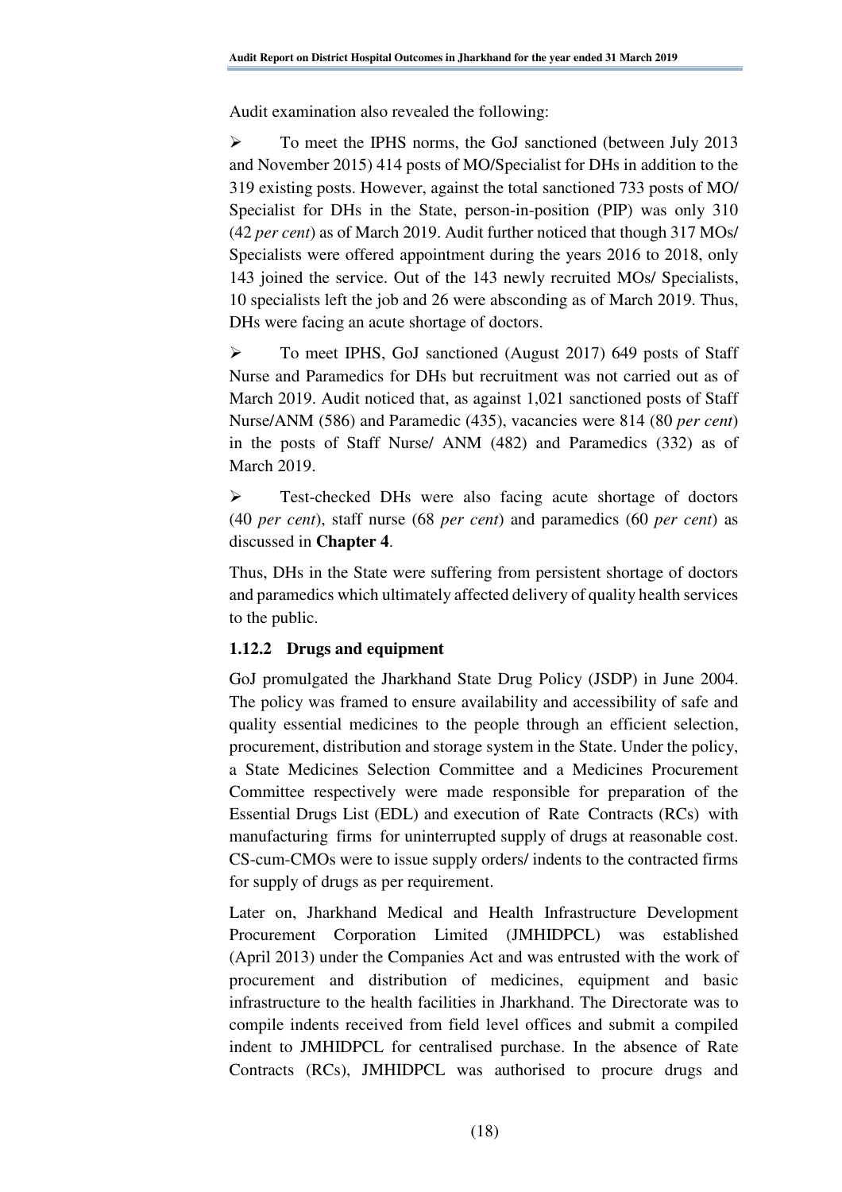Audit examination also revealed the following:

- To meet the IPHS norms, the GoJ sanctioned (between July 2013 and November 2015) 414 posts of MO/Specialist for DHs in addition to the 319 existing posts. However, against the total sanctioned 733 posts of MO/ Specialist for DHs in the State, person-in-position (PIP) was only 310 (42 *per cent*) as of March 2019. Audit further noticed that though 317 MOs/ Specialists were offered appointment during the years 2016 to 2018, only 143 joined the service. Out of the 143 newly recruited MOs/ Specialists, 10 specialists left the job and 26 were absconding as of March 2019. Thus, DHs were facing an acute shortage of doctors.

- To meet IPHS, GoJ sanctioned (August 2017) 649 posts of Staff Nurse and Paramedics for DHs but recruitment was not carried out as of March 2019. Audit noticed that, as against 1,021 sanctioned posts of Staff Nurse/ANM (586) and Paramedic (435), vacancies were 814 (80 *per cent*) in the posts of Staff Nurse/ ANM (482) and Paramedics (332) as of March 2019.

- Test-checked DHs were also facing acute shortage of doctors (40 *per cent*), staff nurse (68 *per cent*) and paramedics (60 *per cent*) as discussed in **Chapter 4**.

Thus, DHs in the State were suffering from persistent shortage of doctors and paramedics which ultimately affected delivery of quality health services to the public.

### 1.12.2 Drugs and equipment

GoJ promulgated the Jharkhand State Drug Policy (JSDP) in June 2004. The policy was framed to ensure availability and accessibility of safe and quality essential medicines to the people through an efficient selection, procurement, distribution and storage system in the State. Under the policy, a State Medicines Selection Committee and a Medicines Procurement Committee respectively were made responsible for preparation of the Essential Drugs List (EDL) and execution of Rate Contracts (RCs) with manufacturing firms for uninterrupted supply of drugs at reasonable cost. CS-cum-CMOs were to issue supply orders/ indents to the contracted firms for supply of drugs as per requirement.

Later on, Jharkhand Medical and Health Infrastructure Development Procurement Corporation Limited (JMHIDPCL) was established (April 2013) under the Companies Act and was entrusted with the work of procurement and distribution of medicines, equipment and basic infrastructure to the health facilities in Jharkhand. The Directorate was to compile indents received from field level offices and submit a compiled indent to JMHIDPCL for centralised purchase. In the absence of Rate Contracts (RCs), JMHIDPCL was authorised to procure drugs and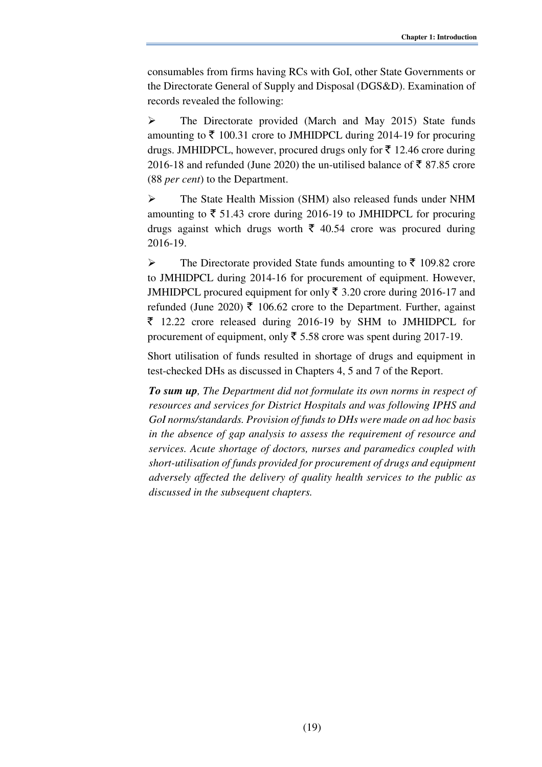consumables from firms having RCs with GoI, other State Governments or the Directorate General of Supply and Disposal (DGS&D). Examination of records revealed the following:

- The Directorate provided (March and May 2015) State funds amounting to ₹ 100.31 crore to JMHIDPCL during 2014-19 for procuring drugs. JMHIDPCL, however, procured drugs only for ₹ 12.46 crore during 2016-18 and refunded (June 2020) the un-utilised balance of ₹ 87.85 crore (88 *per cent*) to the Department.

- The State Health Mission (SHM) also released funds under NHM amounting to ₹ 51.43 crore during 2016-19 to JMHIDPCL for procuring drugs against which drugs worth ₹ 40.54 crore was procured during 2016-19.

- The Directorate provided State funds amounting to ₹ 109.82 crore to JMHIDPCL during 2014-16 for procurement of equipment. However, JMHIDPCL procured equipment for only ₹ 3.20 crore during 2016-17 and refunded (June 2020) ₹ 106.62 crore to the Department. Further, against ₹ 12.22 crore released during 2016-19 by SHM to JMHIDPCL for procurement of equipment, only ₹ 5.58 crore was spent during 2017-19.

Short utilisation of funds resulted in shortage of drugs and equipment in test-checked DHs as discussed in Chapters 4, 5 and 7 of the Report.

***To sum up****, The Department did not formulate its own norms in respect of resources and services for District Hospitals and was following IPHS and GoI norms/standards. Provision of funds to DHs were made on ad hoc basis in the absence of gap analysis to assess the requirement of resource and services. Acute shortage of doctors, nurses and paramedics coupled with short-utilisation of funds provided for procurement of drugs and equipment adversely affected the delivery of quality health services to the public as discussed in the subsequent chapters.*